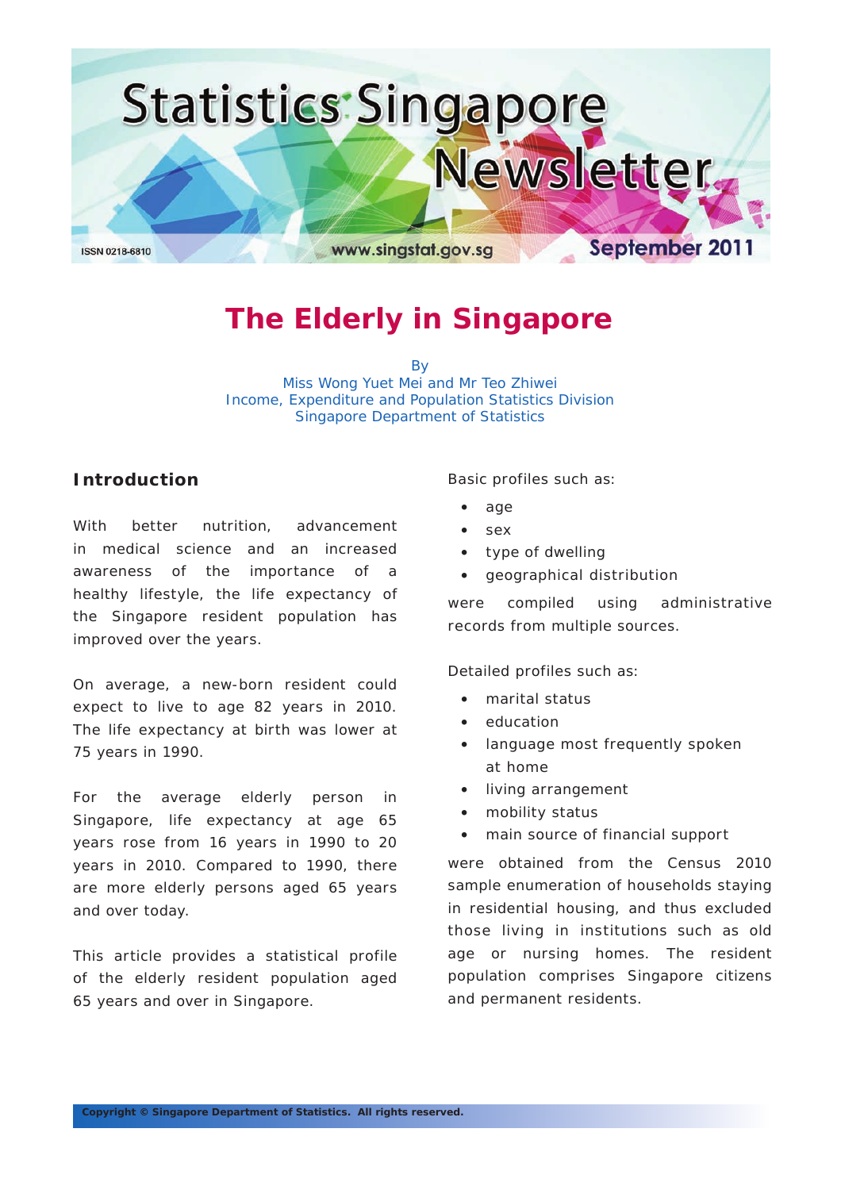Statistics Singapore Newsletter

ISSN 0218-6810 www.singstat.gov.sg September 2011

# The Elderly in Singapore

By
Miss Wong Yuet Mei and Mr Teo Zhiwei
Income, Expenditure and Population Statistics Division
Singapore Department of Statistics

## Introduction

With better nutrition, advancement in medical science and an increased awareness of the importance of a healthy lifestyle, the life expectancy of the Singapore resident population has improved over the years.

On average, a new-born resident could expect to live to age 82 years in 2010. The life expectancy at birth was lower at 75 years in 1990.

For the average elderly person in Singapore, life expectancy at age 65 years rose from 16 years in 1990 to 20 years in 2010. Compared to 1990, there are more elderly persons aged 65 years and over today.

This article provides a statistical profile of the elderly resident population aged 65 years and over in Singapore.

Basic profiles such as:

- age
- sex
- type of dwelling
- geographical distribution

were compiled using administrative records from multiple sources.

Detailed profiles such as:

- marital status
- education
- language most frequently spoken at home
- living arrangement
- mobility status
- main source of financial support

were obtained from the Census 2010 sample enumeration of households staying in residential housing, and thus excluded those living in institutions such as old age or nursing homes. The resident population comprises Singapore citizens and permanent residents.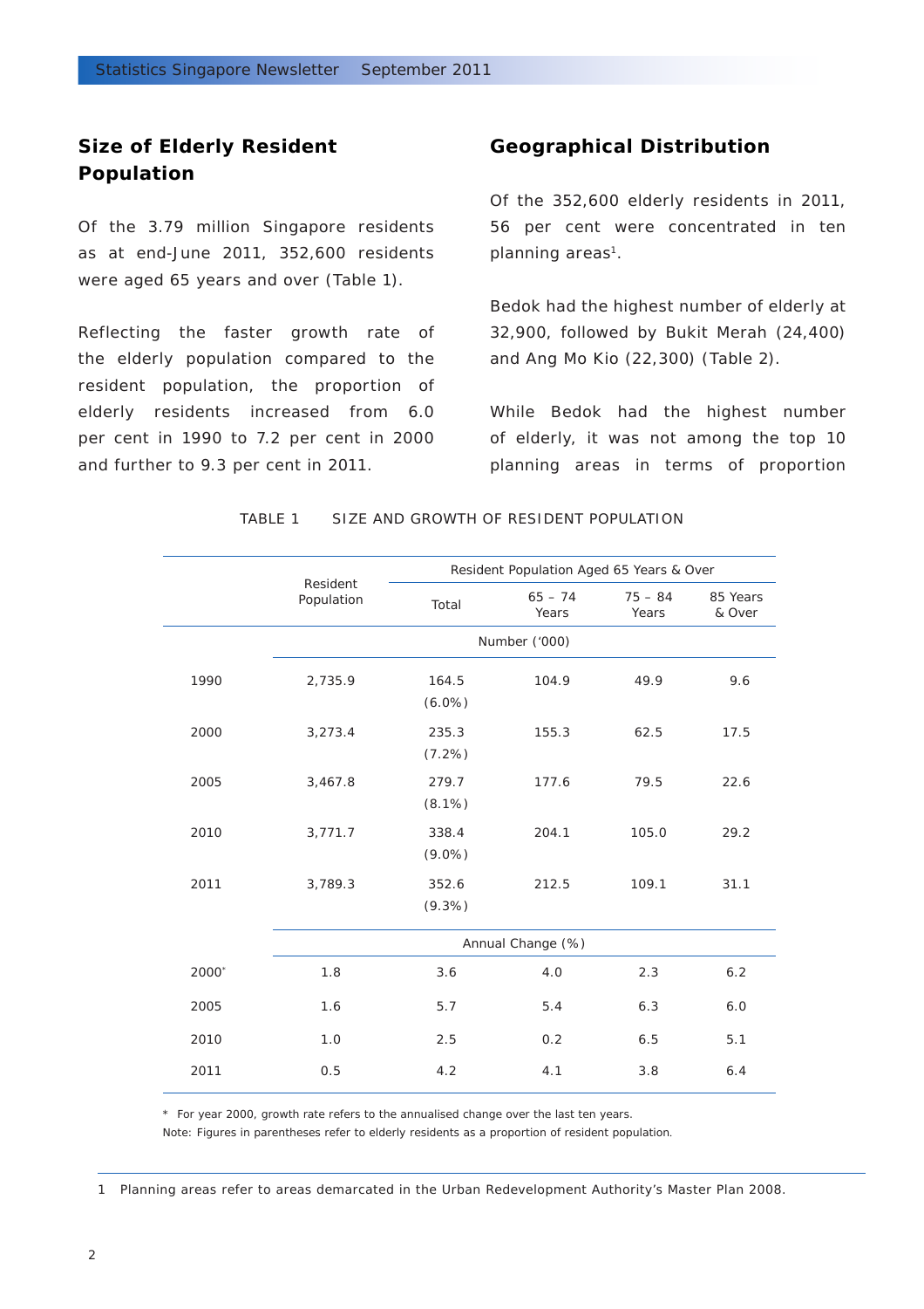## Size of Elderly Resident Population

Of the 3.79 million Singapore residents as at end-June 2011, 352,600 residents were aged 65 years and over (Table 1).

Reflecting the faster growth rate of the elderly population compared to the resident population, the proportion of elderly residents increased from 6.0 per cent in 1990 to 7.2 per cent in 2000 and further to 9.3 per cent in 2011.

## Geographical Distribution

Of the 352,600 elderly residents in 2011, 56 per cent were concentrated in ten planning areas[1].

Bedok had the highest number of elderly at 32,900, followed by Bukit Merah (24,400) and Ang Mo Kio (22,300) (Table 2).

While Bedok had the highest number of elderly, it was not among the top 10 planning areas in terms of proportion

TABLE 1 SIZE AND GROWTH OF RESIDENT POPULATION

| | Resident Population | Resident Population Aged 65 Years & Over | | | |
|---|---|---|---|---|---|
| | | Total | 65 – 74 Years | 75 – 84 Years | 85 Years & Over |
| | Number ('000) | | | | |
| 1990 | 2,735.9 | 164.5 (6.0%) | 104.9 | 49.9 | 9.6 |
| 2000 | 3,273.4 | 235.3 (7.2%) | 155.3 | 62.5 | 17.5 |
| 2005 | 3,467.8 | 279.7 (8.1%) | 177.6 | 79.5 | 22.6 |
| 2010 | 3,771.7 | 338.4 (9.0%) | 204.1 | 105.0 | 29.2 |
| 2011 | 3,789.3 | 352.6 (9.3%) | 212.5 | 109.1 | 31.1 |
| | Annual Change (%) | | | | |
| 2000* | 1.8 | 3.6 | 4.0 | 2.3 | 6.2 |
| 2005 | 1.6 | 5.7 | 5.4 | 6.3 | 6.0 |
| 2010 | 1.0 | 2.5 | 0.2 | 6.5 | 5.1 |
| 2011 | 0.5 | 4.2 | 4.1 | 3.8 | 6.4 |

\* For year 2000, growth rate refers to the annualised change over the last ten years.

Note: Figures in parentheses refer to elderly residents as a proportion of resident population.

1 Planning areas refer to areas demarcated in the Urban Redevelopment Authority's Master Plan 2008.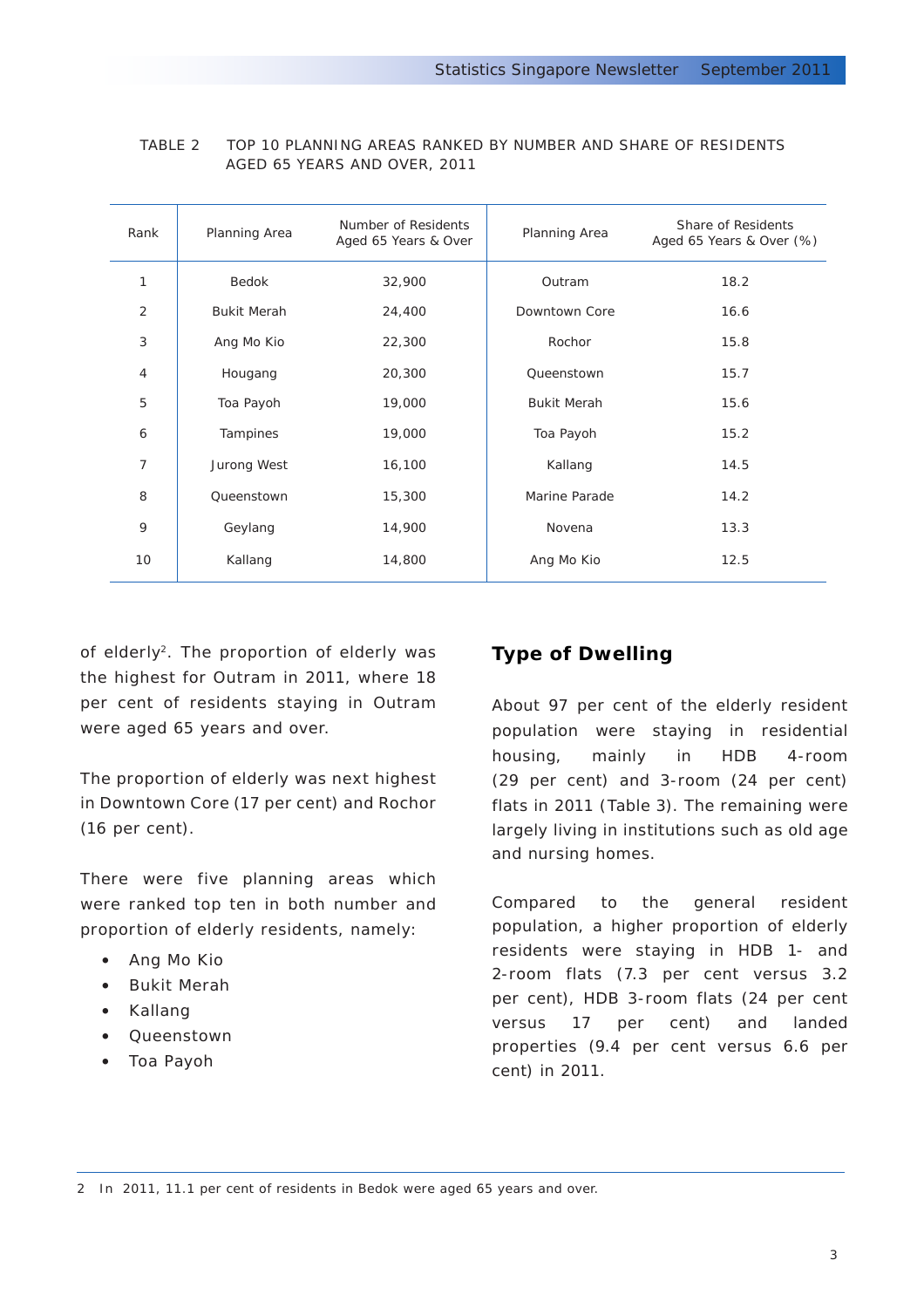TABLE 2 TOP 10 PLANNING AREAS RANKED BY NUMBER AND SHARE OF RESIDENTS AGED 65 YEARS AND OVER, 2011

| Rank | Planning Area | Number of Residents Aged 65 Years & Over | Planning Area | Share of Residents Aged 65 Years & Over (%) |
|---|---|---|---|---|
| 1 | Bedok | 32,900 | Outram | 18.2 |
| 2 | Bukit Merah | 24,400 | Downtown Core | 16.6 |
| 3 | Ang Mo Kio | 22,300 | Rochor | 15.8 |
| 4 | Hougang | 20,300 | Queenstown | 15.7 |
| 5 | Toa Payoh | 19,000 | Bukit Merah | 15.6 |
| 6 | Tampines | 19,000 | Toa Payoh | 15.2 |
| 7 | Jurong West | 16,100 | Kallang | 14.5 |
| 8 | Queenstown | 15,300 | Marine Parade | 14.2 |
| 9 | Geylang | 14,900 | Novena | 13.3 |
| 10 | Kallang | 14,800 | Ang Mo Kio | 12.5 |

of elderly[2]. The proportion of elderly was the highest for Outram in 2011, where 18 per cent of residents staying in Outram were aged 65 years and over.

The proportion of elderly was next highest in Downtown Core (17 per cent) and Rochor (16 per cent).

There were five planning areas which were ranked top ten in both number and proportion of elderly residents, namely:

- Ang Mo Kio
- Bukit Merah
- Kallang
- Queenstown
- Toa Payoh

## Type of Dwelling

About 97 per cent of the elderly resident population were staying in residential housing, mainly in HDB 4-room (29 per cent) and 3-room (24 per cent) flats in 2011 (Table 3). The remaining were largely living in institutions such as old age and nursing homes.

Compared to the general resident population, a higher proportion of elderly residents were staying in HDB 1- and 2-room flats (7.3 per cent versus 3.2 per cent), HDB 3-room flats (24 per cent versus 17 per cent) and landed properties (9.4 per cent versus 6.6 per cent) in 2011.

---

2 In 2011, 11.1 per cent of residents in Bedok were aged 65 years and over.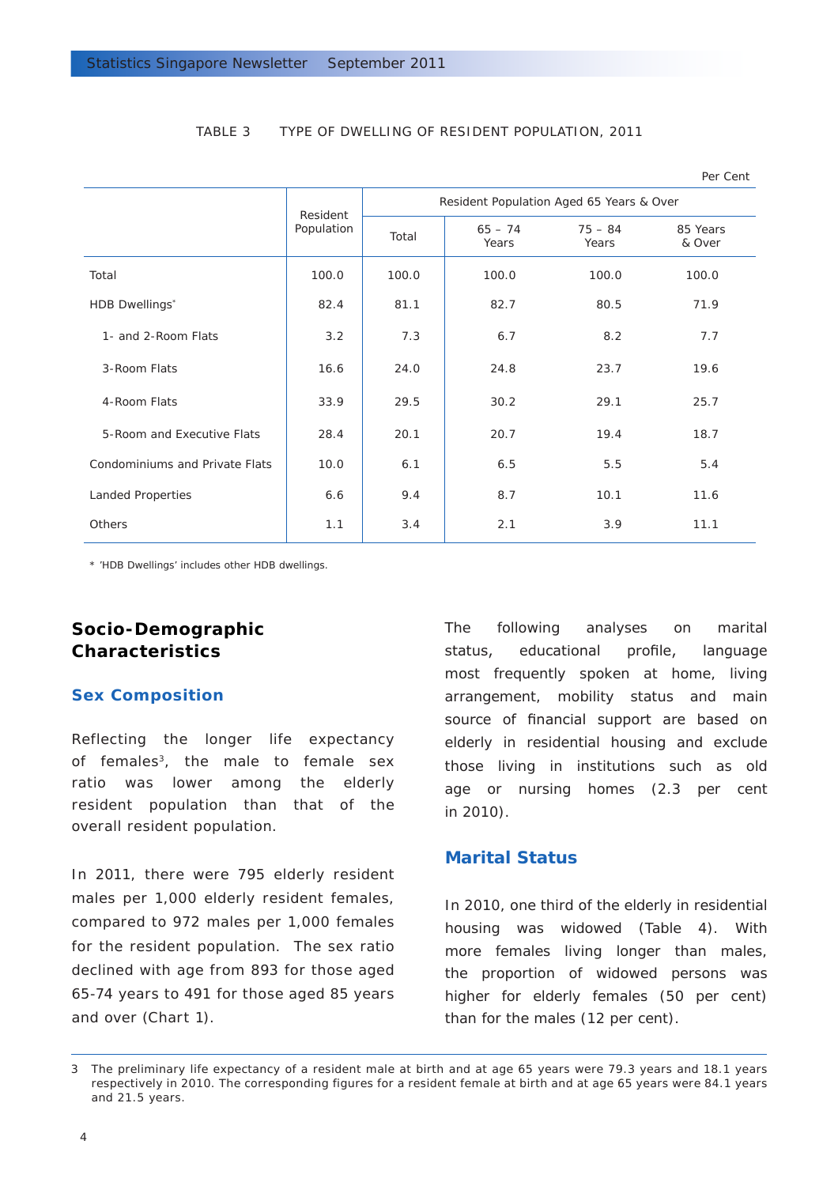TABLE 3 TYPE OF DWELLING OF RESIDENT POPULATION, 2011

Per Cent

| | Resident Population | Resident Population Aged 65 Years & Over | | | |
|---|---|---|---|---|---|
| | | Total | 65 – 74 Years | 75 – 84 Years | 85 Years & Over |
| Total | 100.0 | 100.0 | 100.0 | 100.0 | 100.0 |
| HDB Dwellings* | 82.4 | 81.1 | 82.7 | 80.5 | 71.9 |
| 1- and 2-Room Flats | 3.2 | 7.3 | 6.7 | 8.2 | 7.7 |
| 3-Room Flats | 16.6 | 24.0 | 24.8 | 23.7 | 19.6 |
| 4-Room Flats | 33.9 | 29.5 | 30.2 | 29.1 | 25.7 |
| 5-Room and Executive Flats | 28.4 | 20.1 | 20.7 | 19.4 | 18.7 |
| Condominiums and Private Flats | 10.0 | 6.1 | 6.5 | 5.5 | 5.4 |
| Landed Properties | 6.6 | 9.4 | 8.7 | 10.1 | 11.6 |
| Others | 1.1 | 3.4 | 2.1 | 3.9 | 11.1 |

* 'HDB Dwellings' includes other HDB dwellings.

## Socio-Demographic Characteristics

### Sex Composition

Reflecting the longer life expectancy of females[3], the male to female sex ratio was lower among the elderly resident population than that of the overall resident population.

In 2011, there were 795 elderly resident males per 1,000 elderly resident females, compared to 972 males per 1,000 females for the resident population. The sex ratio declined with age from 893 for those aged 65-74 years to 491 for those aged 85 years and over (Chart 1).

The following analyses on marital status, educational profile, language most frequently spoken at home, living arrangement, mobility status and main source of financial support are based on elderly in residential housing and exclude those living in institutions such as old age or nursing homes (2.3 per cent in 2010).

### Marital Status

In 2010, one third of the elderly in residential housing was widowed (Table 4). With more females living longer than males, the proportion of widowed persons was higher for elderly females (50 per cent) than for the males (12 per cent).

3 The preliminary life expectancy of a resident male at birth and at age 65 years were 79.3 years and 18.1 years respectively in 2010. The corresponding figures for a resident female at birth and at age 65 years were 84.1 years and 21.5 years.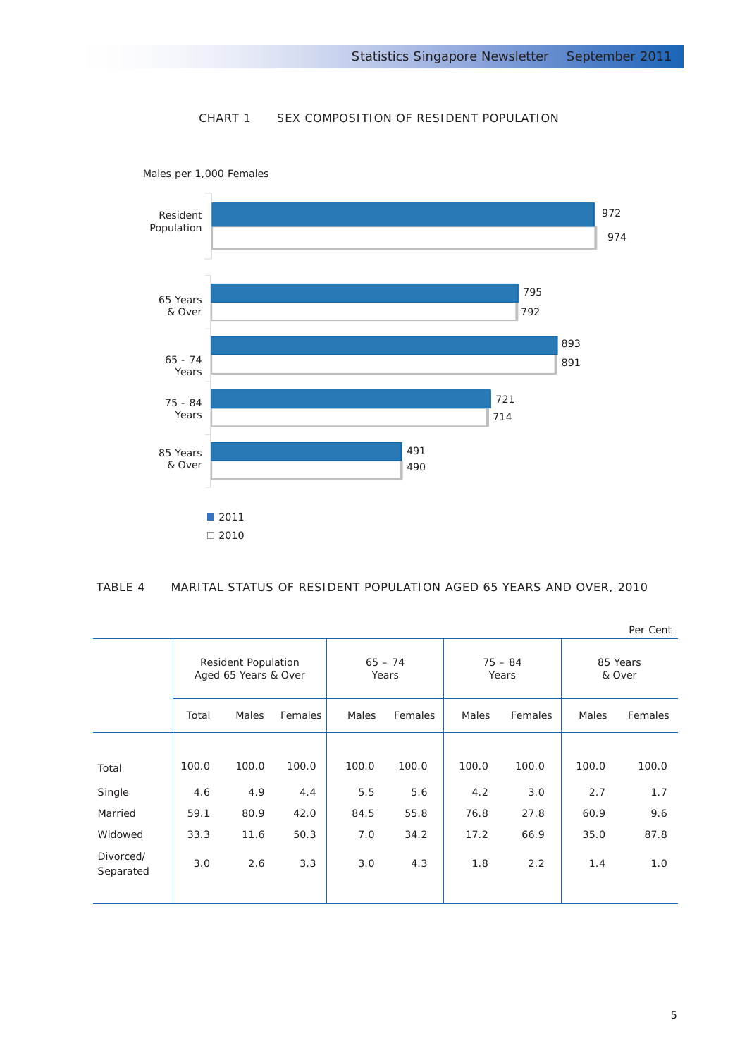CHART 1 SEX COMPOSITION OF RESIDENT POPULATION

Males per 1,000 Females

| | 2011 | 2010 |
|---|---|---|
| Resident Population | 972 | 974 |
| 65 Years & Over | 795 | 792 |
| 65 - 74 Years | 893 | 891 |
| 75 - 84 Years | 721 | 714 |
| 85 Years & Over | 491 | 490 |

TABLE 4 MARITAL STATUS OF RESIDENT POPULATION AGED 65 YEARS AND OVER, 2010

Per Cent

| | Resident Population Aged 65 Years & Over | | | 65 – 74 Years | | 75 – 84 Years | | 85 Years & Over | |
|---|---|---|---|---|---|---|---|---|---|
| | Total | Males | Females | Males | Females | Males | Females | Males | Females |
| Total | 100.0 | 100.0 | 100.0 | 100.0 | 100.0 | 100.0 | 100.0 | 100.0 | 100.0 |
| Single | 4.6 | 4.9 | 4.4 | 5.5 | 5.6 | 4.2 | 3.0 | 2.7 | 1.7 |
| Married | 59.1 | 80.9 | 42.0 | 84.5 | 55.8 | 76.8 | 27.8 | 60.9 | 9.6 |
| Widowed | 33.3 | 11.6 | 50.3 | 7.0 | 34.2 | 17.2 | 66.9 | 35.0 | 87.8 |
| Divorced/ Separated | 3.0 | 2.6 | 3.3 | 3.0 | 4.3 | 1.8 | 2.2 | 1.4 | 1.0 |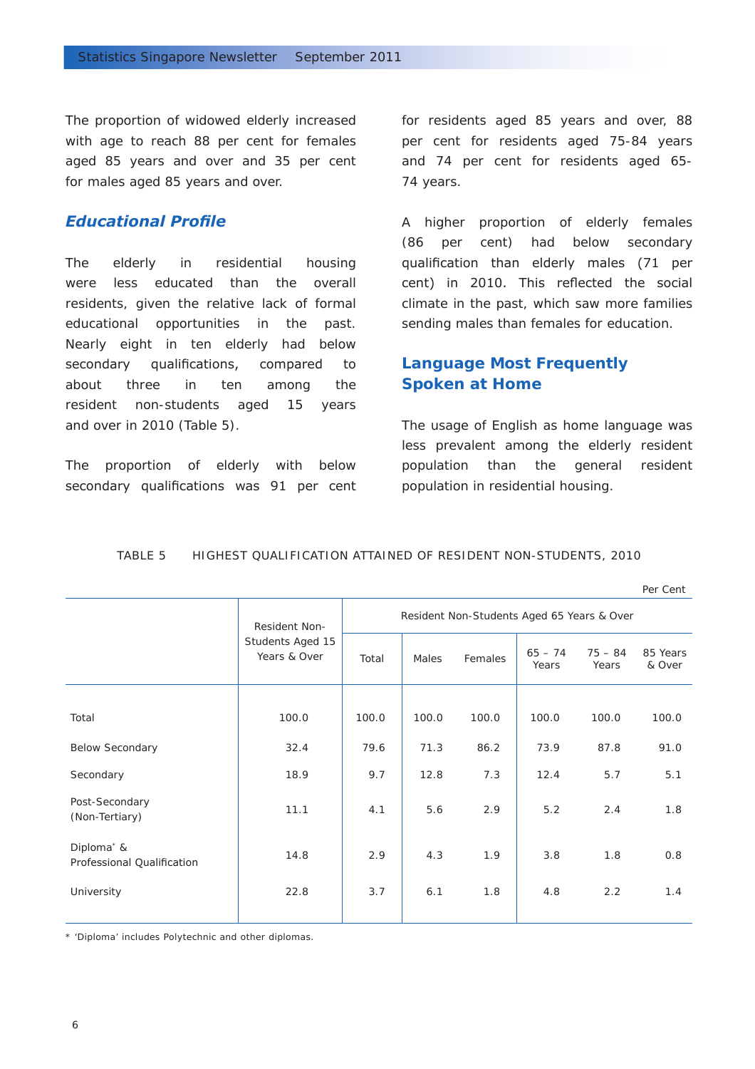The proportion of widowed elderly increased with age to reach 88 per cent for females aged 85 years and over and 35 per cent for males aged 85 years and over.

## *Educational Profile*

The elderly in residential housing were less educated than the overall residents, given the relative lack of formal educational opportunities in the past. Nearly eight in ten elderly had below secondary qualifications, compared to about three in ten among the resident non-students aged 15 years and over in 2010 (Table 5).

The proportion of elderly with below secondary qualifications was 91 per cent for residents aged 85 years and over, 88 per cent for residents aged 75-84 years and 74 per cent for residents aged 65-74 years.

A higher proportion of elderly females (86 per cent) had below secondary qualification than elderly males (71 per cent) in 2010. This reflected the social climate in the past, which saw more families sending males than females for education.

## Language Most Frequently Spoken at Home

The usage of English as home language was less prevalent among the elderly resident population than the general resident population in residential housing.

TABLE 5 HIGHEST QUALIFICATION ATTAINED OF RESIDENT NON-STUDENTS, 2010

Per Cent

| | Resident Non-Students Aged 15 Years & Over | Resident Non-Students Aged 65 Years & Over | | | | | |
|---|---|---|---|---|---|---|---|
| | | Total | Males | Females | 65 – 74 Years | 75 – 84 Years | 85 Years & Over |
| Total | 100.0 | 100.0 | 100.0 | 100.0 | 100.0 | 100.0 | 100.0 |
| Below Secondary | 32.4 | 79.6 | 71.3 | 86.2 | 73.9 | 87.8 | 91.0 |
| Secondary | 18.9 | 9.7 | 12.8 | 7.3 | 12.4 | 5.7 | 5.1 |
| Post-Secondary (Non-Tertiary) | 11.1 | 4.1 | 5.6 | 2.9 | 5.2 | 2.4 | 1.8 |
| Diploma* & Professional Qualification | 14.8 | 2.9 | 4.3 | 1.9 | 3.8 | 1.8 | 0.8 |
| University | 22.8 | 3.7 | 6.1 | 1.8 | 4.8 | 2.2 | 1.4 |

\* 'Diploma' includes Polytechnic and other diplomas.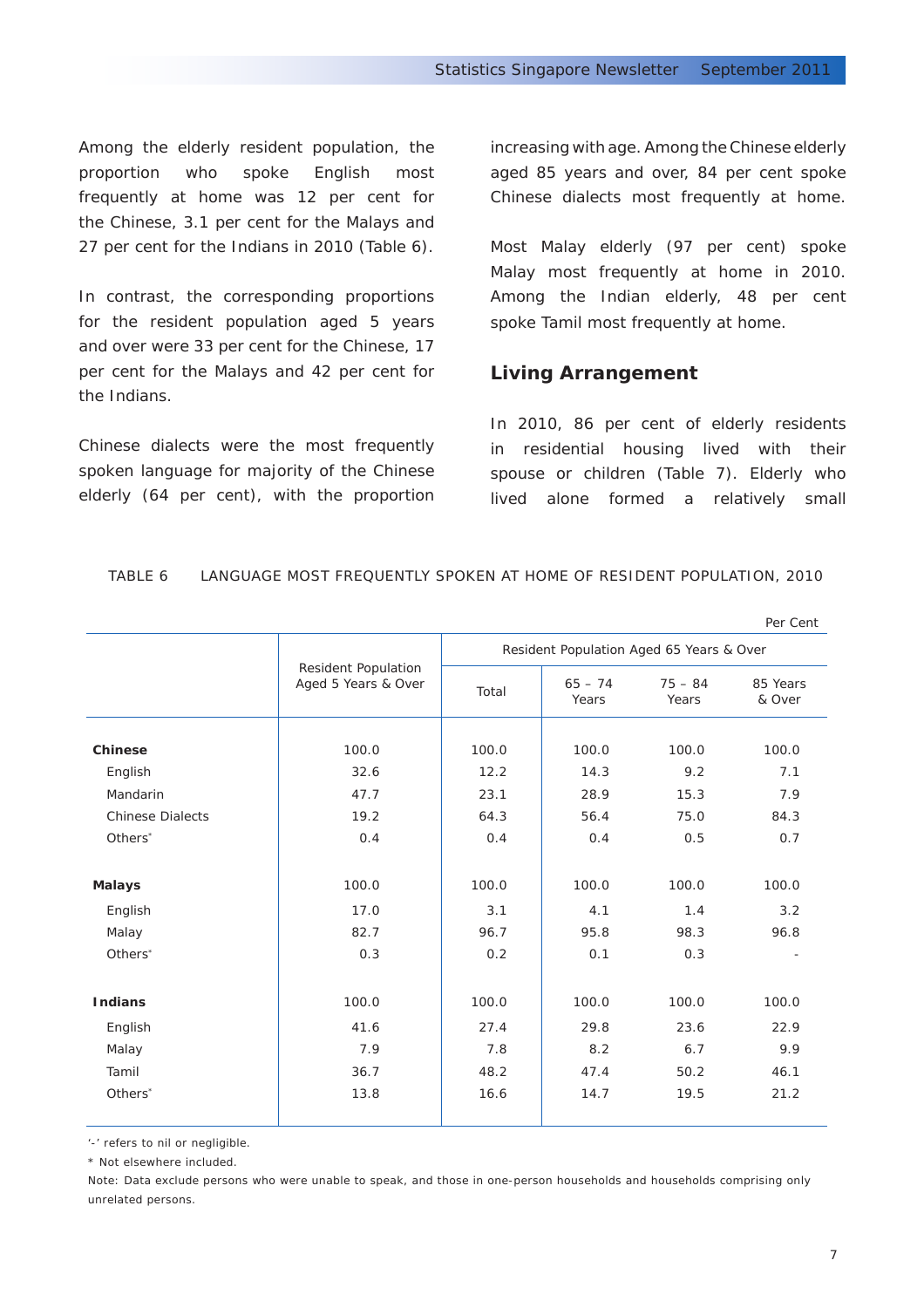Among the elderly resident population, the proportion who spoke English most frequently at home was 12 per cent for the Chinese, 3.1 per cent for the Malays and 27 per cent for the Indians in 2010 (Table 6).

In contrast, the corresponding proportions for the resident population aged 5 years and over were 33 per cent for the Chinese, 17 per cent for the Malays and 42 per cent for the Indians.

Chinese dialects were the most frequently spoken language for majority of the Chinese elderly (64 per cent), with the proportion increasing with age. Among the Chinese elderly aged 85 years and over, 84 per cent spoke Chinese dialects most frequently at home.

Most Malay elderly (97 per cent) spoke Malay most frequently at home in 2010. Among the Indian elderly, 48 per cent spoke Tamil most frequently at home.

## Living Arrangement

In 2010, 86 per cent of elderly residents in residential housing lived with their spouse or children (Table 7). Elderly who lived alone formed a relatively small

TABLE 6 LANGUAGE MOST FREQUENTLY SPOKEN AT HOME OF RESIDENT POPULATION, 2010

Per Cent

| | Resident Population Aged 5 Years & Over | Resident Population Aged 65 Years & Over | | | |
|---|---|---|---|---|---|
| | | Total | 65 – 74 Years | 75 – 84 Years | 85 Years & Over |
| **Chinese** | 100.0 | 100.0 | 100.0 | 100.0 | 100.0 |
| English | 32.6 | 12.2 | 14.3 | 9.2 | 7.1 |
| Mandarin | 47.7 | 23.1 | 28.9 | 15.3 | 7.9 |
| Chinese Dialects | 19.2 | 64.3 | 56.4 | 75.0 | 84.3 |
| Others* | 0.4 | 0.4 | 0.4 | 0.5 | 0.7 |
| **Malays** | 100.0 | 100.0 | 100.0 | 100.0 | 100.0 |
| English | 17.0 | 3.1 | 4.1 | 1.4 | 3.2 |
| Malay | 82.7 | 96.7 | 95.8 | 98.3 | 96.8 |
| Others* | 0.3 | 0.2 | 0.1 | 0.3 | - |
| **Indians** | 100.0 | 100.0 | 100.0 | 100.0 | 100.0 |
| English | 41.6 | 27.4 | 29.8 | 23.6 | 22.9 |
| Malay | 7.9 | 7.8 | 8.2 | 6.7 | 9.9 |
| Tamil | 36.7 | 48.2 | 47.4 | 50.2 | 46.1 |
| Others* | 13.8 | 16.6 | 14.7 | 19.5 | 21.2 |

'-' refers to nil or negligible.

* Not elsewhere included.

Note: Data exclude persons who were unable to speak, and those in one-person households and households comprising only unrelated persons.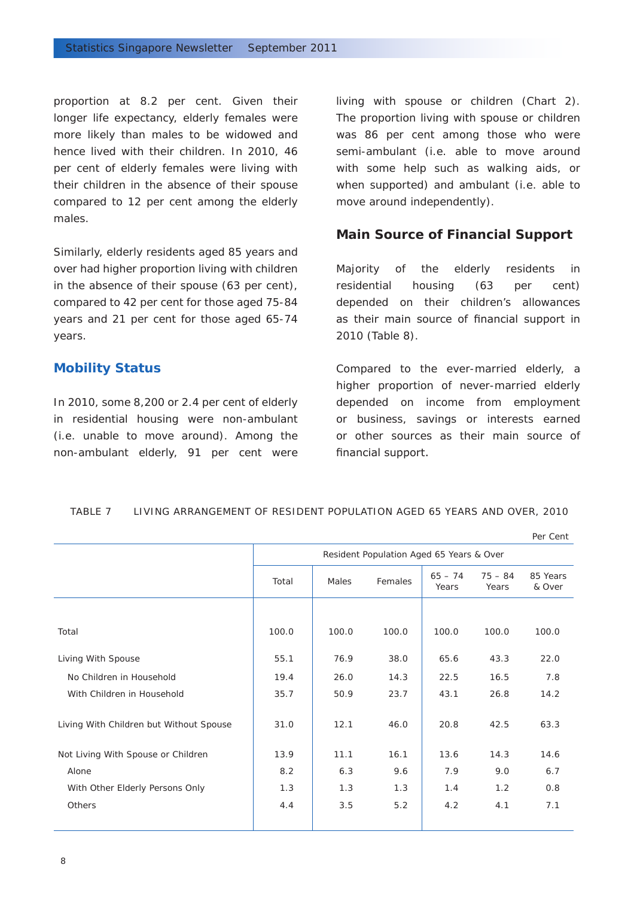proportion at 8.2 per cent. Given their longer life expectancy, elderly females were more likely than males to be widowed and hence lived with their children. In 2010, 46 per cent of elderly females were living with their children in the absence of their spouse compared to 12 per cent among the elderly males.

Similarly, elderly residents aged 85 years and over had higher proportion living with children in the absence of their spouse (63 per cent), compared to 42 per cent for those aged 75-84 years and 21 per cent for those aged 65-74 years.

## Mobility Status

In 2010, some 8,200 or 2.4 per cent of elderly in residential housing were non-ambulant (i.e. unable to move around). Among the non-ambulant elderly, 91 per cent were living with spouse or children (Chart 2). The proportion living with spouse or children was 86 per cent among those who were semi-ambulant (i.e. able to move around with some help such as walking aids, or when supported) and ambulant (i.e. able to move around independently).

## Main Source of Financial Support

Majority of the elderly residents in residential housing (63 per cent) depended on their children's allowances as their main source of financial support in 2010 (Table 8).

Compared to the ever-married elderly, a higher proportion of never-married elderly depended on income from employment or business, savings or interests earned or other sources as their main source of financial support.

TABLE 7 LIVING ARRANGEMENT OF RESIDENT POPULATION AGED 65 YEARS AND OVER, 2010

Per Cent

| | Resident Population Aged 65 Years & Over | | | | | |
|---|---|---|---|---|---|---|
| | Total | Males | Females | 65 – 74 Years | 75 – 84 Years | 85 Years & Over |
| Total | 100.0 | 100.0 | 100.0 | 100.0 | 100.0 | 100.0 |
| Living With Spouse | 55.1 | 76.9 | 38.0 | 65.6 | 43.3 | 22.0 |
| No Children in Household | 19.4 | 26.0 | 14.3 | 22.5 | 16.5 | 7.8 |
| With Children in Household | 35.7 | 50.9 | 23.7 | 43.1 | 26.8 | 14.2 |
| Living With Children but Without Spouse | 31.0 | 12.1 | 46.0 | 20.8 | 42.5 | 63.3 |
| Not Living With Spouse or Children | 13.9 | 11.1 | 16.1 | 13.6 | 14.3 | 14.6 |
| Alone | 8.2 | 6.3 | 9.6 | 7.9 | 9.0 | 6.7 |
| With Other Elderly Persons Only | 1.3 | 1.3 | 1.3 | 1.4 | 1.2 | 0.8 |
| Others | 4.4 | 3.5 | 5.2 | 4.2 | 4.1 | 7.1 |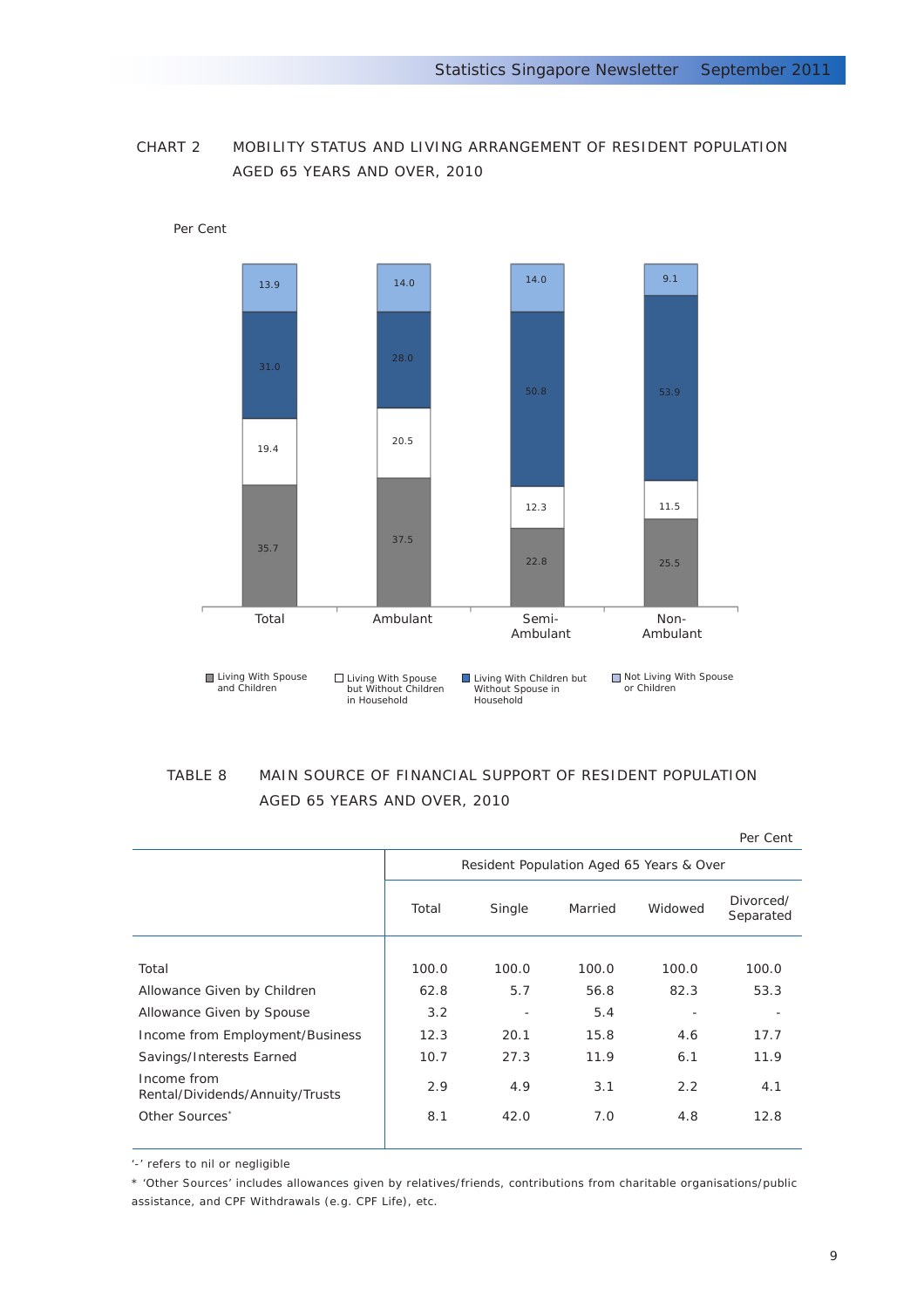CHART 2 MOBILITY STATUS AND LIVING ARRANGEMENT OF RESIDENT POPULATION AGED 65 YEARS AND OVER, 2010

Per Cent

| | Total | Ambulant | Semi-Ambulant | Non-Ambulant |
|---|---|---|---|---|
| Not Living With Spouse or Children | 13.9 | 14.0 | 14.0 | 9.1 |
| Living With Children but Without Spouse in Household | 31.0 | 28.0 | 50.8 | 53.9 |
| Living With Spouse but Without Children in Household | 19.4 | 20.5 | 12.3 | 11.5 |
| Living With Spouse and Children | 35.7 | 37.5 | 22.8 | 25.5 |

TABLE 8 MAIN SOURCE OF FINANCIAL SUPPORT OF RESIDENT POPULATION AGED 65 YEARS AND OVER, 2010

Per Cent

| | Resident Population Aged 65 Years & Over | | | | |
|---|---|---|---|---|---|
| | Total | Single | Married | Widowed | Divorced/ Separated |
| Total | 100.0 | 100.0 | 100.0 | 100.0 | 100.0 |
| Allowance Given by Children | 62.8 | 5.7 | 56.8 | 82.3 | 53.3 |
| Allowance Given by Spouse | 3.2 | - | 5.4 | - | - |
| Income from Employment/Business | 12.3 | 20.1 | 15.8 | 4.6 | 17.7 |
| Savings/Interests Earned | 10.7 | 27.3 | 11.9 | 6.1 | 11.9 |
| Income from Rental/Dividends/Annuity/Trusts | 2.9 | 4.9 | 3.1 | 2.2 | 4.1 |
| Other Sources* | 8.1 | 42.0 | 7.0 | 4.8 | 12.8 |

'-' refers to nil or negligible

\* 'Other Sources' includes allowances given by relatives/friends, contributions from charitable organisations/public assistance, and CPF Withdrawals (e.g. CPF Life), etc.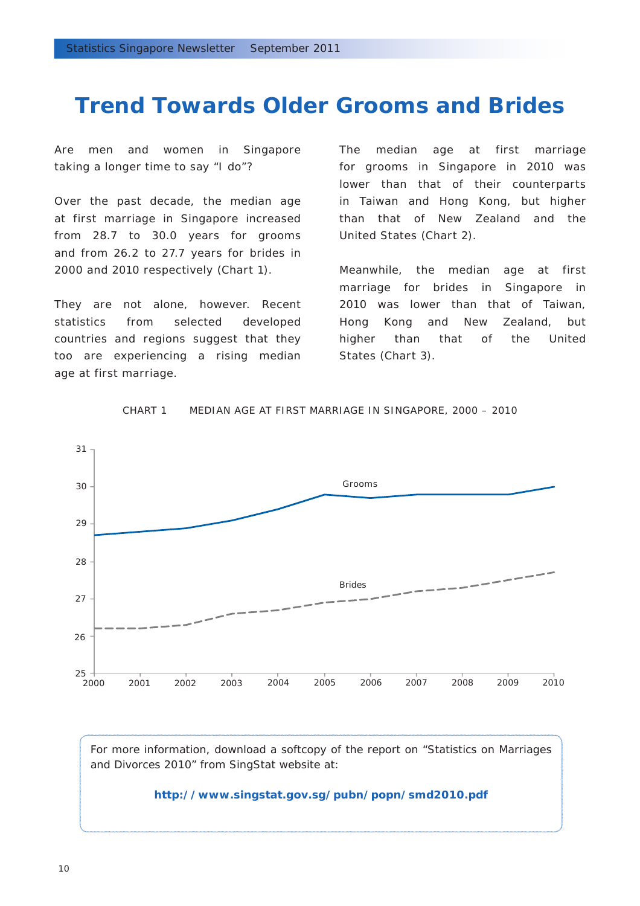# Trend Towards Older Grooms and Brides

Are men and women in Singapore taking a longer time to say "I do"?

Over the past decade, the median age at first marriage in Singapore increased from 28.7 to 30.0 years for grooms and from 26.2 to 27.7 years for brides in 2000 and 2010 respectively (Chart 1).

They are not alone, however. Recent statistics from selected developed countries and regions suggest that they too are experiencing a rising median age at first marriage.

The median age at first marriage for grooms in Singapore in 2010 was lower than that of their counterparts in Taiwan and Hong Kong, but higher than that of New Zealand and the United States (Chart 2).

Meanwhile, the median age at first marriage for brides in Singapore in 2010 was lower than that of Taiwan, Hong Kong and New Zealand, but higher than that of the United States (Chart 3).

CHART 1 MEDIAN AGE AT FIRST MARRIAGE IN SINGAPORE, 2000 – 2010

| Year | Grooms | Brides |
| --- | --- | --- |
| 2000 | 28.7 | 26.2 |
| 2001 | 28.8 | 26.2 |
| 2002 | 28.9 | 26.3 |
| 2003 | 29.1 | 26.6 |
| 2004 | 29.4 | 26.7 |
| 2005 | 29.8 | 26.9 |
| 2006 | 29.7 | 27.0 |
| 2007 | 29.8 | 27.2 |
| 2008 | 29.8 | 27.3 |
| 2009 | 29.8 | 27.5 |
| 2010 | 30.0 | 27.7 |

For more information, download a softcopy of the report on "Statistics on Marriages and Divorces 2010" from SingStat website at:

**http://www.singstat.gov.sg/pubn/popn/smd2010.pdf**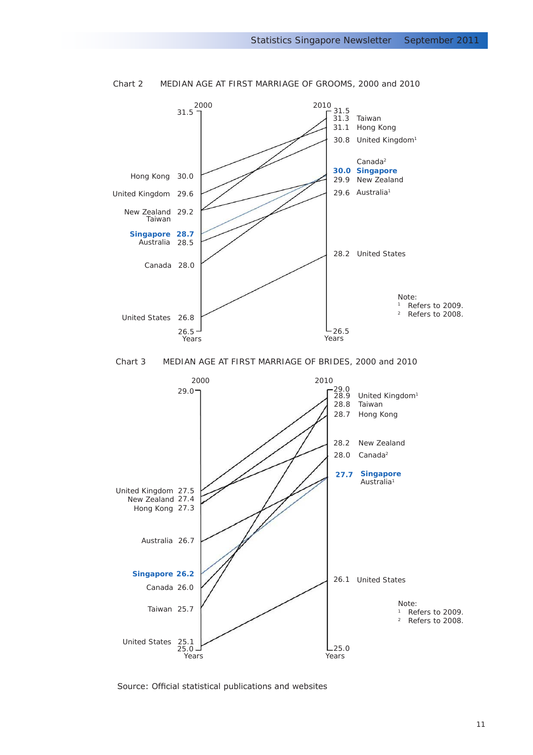Chart 2 MEDIAN AGE AT FIRST MARRIAGE OF GROOMS, 2000 and 2010

| Country | 2000 | 2010 |
| --- | --- | --- |
| Taiwan | 29.2 | 31.3 |
| Hong Kong | 30.0 | 31.1 |
| United Kingdom[1] | 29.6 | 30.8 |
| Canada[2] | 28.0 | 30.0 |
| **Singapore** | **28.7** | **30.0** |
| New Zealand | 29.2 | 29.9 |
| Australia[1] | 28.5 | 29.6 |
| United States | 26.8 | 28.2 |

Years

Note:
[1] Refers to 2009.
[2] Refers to 2008.

Chart 3 MEDIAN AGE AT FIRST MARRIAGE OF BRIDES, 2000 and 2010

| Country | 2000 | 2010 |
| --- | --- | --- |
| United Kingdom[1] | 27.5 | 28.9 |
| Taiwan | 25.7 | 28.8 |
| Hong Kong | 27.3 | 28.7 |
| New Zealand | 27.4 | 28.2 |
| Canada[2] | 26.0 | 28.0 |
| **Singapore** | **26.2** | **27.7** |
| Australia[1] | 26.7 | 27.7 |
| United States | 25.1 | 26.1 |

Years

Note:
[1] Refers to 2009.
[2] Refers to 2008.

Source: Official statistical publications and websites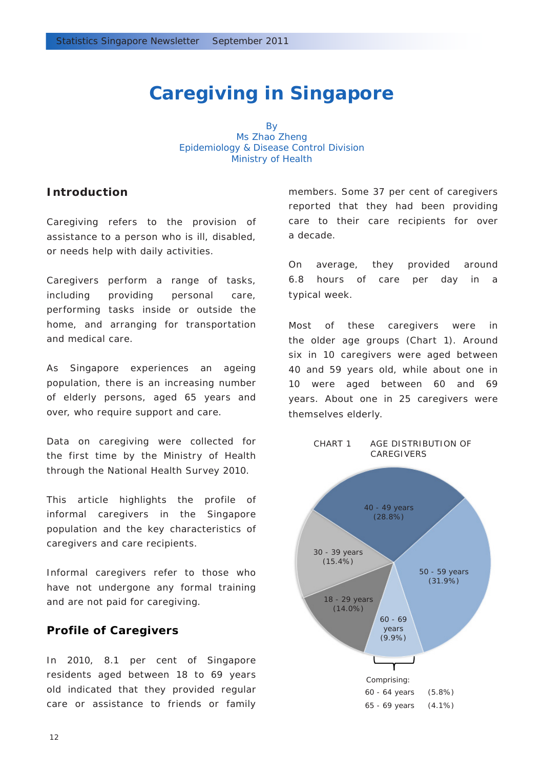# Caregiving in Singapore

By
Ms Zhao Zheng
Epidemiology & Disease Control Division
Ministry of Health

## Introduction

Caregiving refers to the provision of assistance to a person who is ill, disabled, or needs help with daily activities.

Caregivers perform a range of tasks, including providing personal care, performing tasks inside or outside the home, and arranging for transportation and medical care.

As Singapore experiences an ageing population, there is an increasing number of elderly persons, aged 65 years and over, who require support and care.

Data on caregiving were collected for the first time by the Ministry of Health through the National Health Survey 2010.

This article highlights the profile of informal caregivers in the Singapore population and the key characteristics of caregivers and care recipients.

Informal caregivers refer to those who have not undergone any formal training and are not paid for caregiving.

## Profile of Caregivers

In 2010, 8.1 per cent of Singapore residents aged between 18 to 69 years old indicated that they provided regular care or assistance to friends or family members. Some 37 per cent of caregivers reported that they had been providing care to their care recipients for over a decade.

On average, they provided around 6.8 hours of care per day in a typical week.

Most of these caregivers were in the older age groups (Chart 1). Around six in 10 caregivers were aged between 40 and 59 years old, while about one in 10 were aged between 60 and 69 years. About one in 25 caregivers were themselves elderly.

CHART 1 AGE DISTRIBUTION OF CAREGIVERS

| Age group | Per cent |
|---|---|
| 18 - 29 years | 14.0% |
| 30 - 39 years | 15.4% |
| 40 - 49 years | 28.8% |
| 50 - 59 years | 31.9% |
| 60 - 69 years | 9.9% |

Comprising:

| | |
|---|---|
| 60 - 64 years | (5.8%) |
| 65 - 69 years | (4.1%) |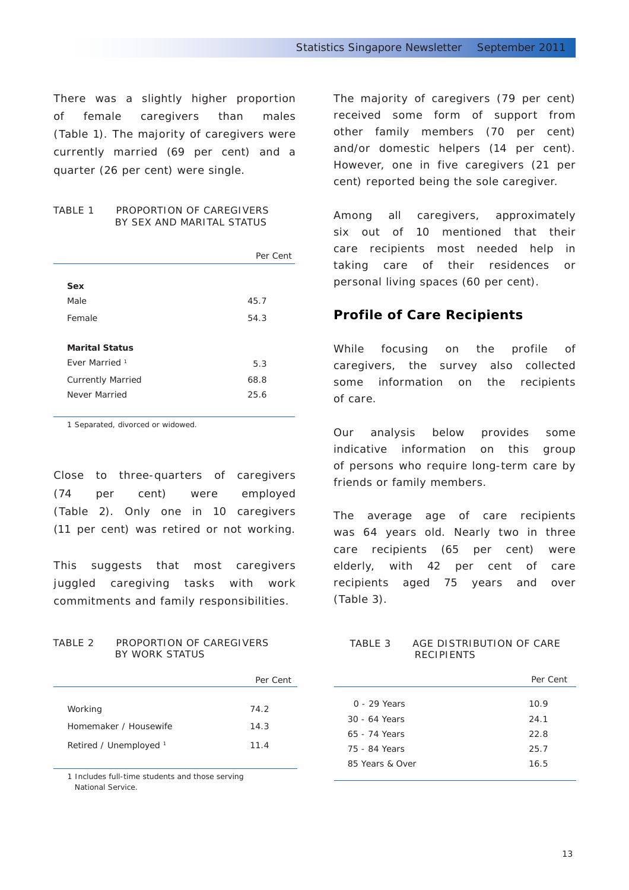There was a slightly higher proportion of female caregivers than males (Table 1). The majority of caregivers were currently married (69 per cent) and a quarter (26 per cent) were single.

TABLE 1 PROPORTION OF CAREGIVERS BY SEX AND MARITAL STATUS

| | Per Cent |
|---|---|
| **Sex** | |
| Male | 45.7 |
| Female | 54.3 |
| **Marital Status** | |
| Ever Married [1] | 5.3 |
| Currently Married | 68.8 |
| Never Married | 25.6 |

1 Separated, divorced or widowed.

Close to three-quarters of caregivers (74 per cent) were employed (Table 2). Only one in 10 caregivers (11 per cent) was retired or not working.

This suggests that most caregivers juggled caregiving tasks with work commitments and family responsibilities.

TABLE 2 PROPORTION OF CAREGIVERS BY WORK STATUS

| | Per Cent |
|---|---|
| Working | 74.2 |
| Homemaker / Housewife | 14.3 |
| Retired / Unemployed [1] | 11.4 |

1 Includes full-time students and those serving National Service.

The majority of caregivers (79 per cent) received some form of support from other family members (70 per cent) and/or domestic helpers (14 per cent). However, one in five caregivers (21 per cent) reported being the sole caregiver.

Among all caregivers, approximately six out of 10 mentioned that their care recipients most needed help in taking care of their residences or personal living spaces (60 per cent).

## Profile of Care Recipients

While focusing on the profile of caregivers, the survey also collected some information on the recipients of care.

Our analysis below provides some indicative information on this group of persons who require long-term care by friends or family members.

The average age of care recipients was 64 years old. Nearly two in three care recipients (65 per cent) were elderly, with 42 per cent of care recipients aged 75 years and over (Table 3).

TABLE 3 AGE DISTRIBUTION OF CARE RECIPIENTS

| | Per Cent |
|---|---|
| 0 - 29 Years | 10.9 |
| 30 - 64 Years | 24.1 |
| 65 - 74 Years | 22.8 |
| 75 - 84 Years | 25.7 |
| 85 Years & Over | 16.5 |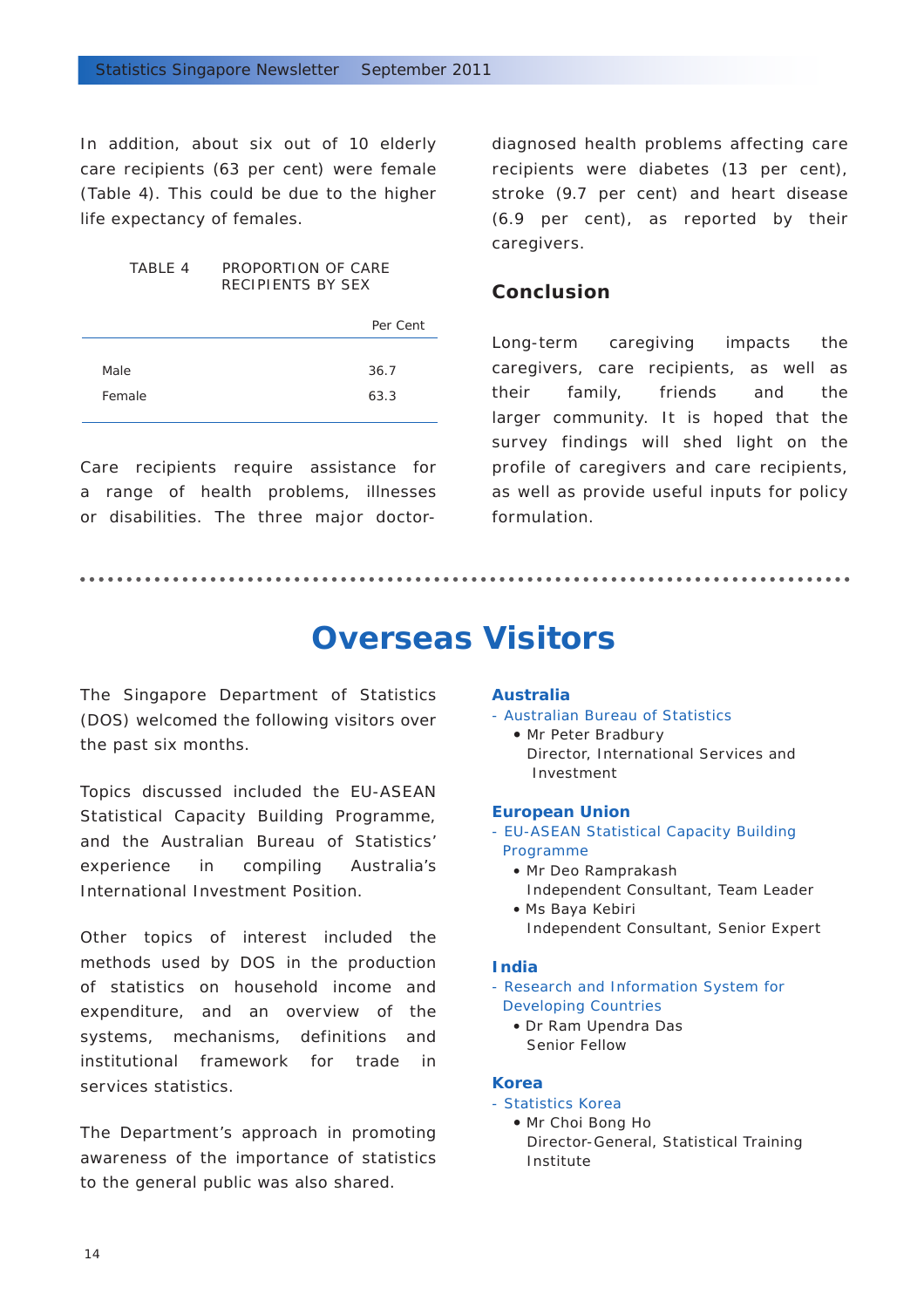In addition, about six out of 10 elderly care recipients (63 per cent) were female (Table 4). This could be due to the higher life expectancy of females.

TABLE 4 PROPORTION OF CARE RECIPIENTS BY SEX

| | Per Cent |
|---|---|
| Male | 36.7 |
| Female | 63.3 |

Care recipients require assistance for a range of health problems, illnesses or disabilities. The three major doctor-diagnosed health problems affecting care recipients were diabetes (13 per cent), stroke (9.7 per cent) and heart disease (6.9 per cent), as reported by their caregivers.

## Conclusion

Long-term caregiving impacts the caregivers, care recipients, as well as their family, friends and the larger community. It is hoped that the survey findings will shed light on the profile of caregivers and care recipients, as well as provide useful inputs for policy formulation.

# Overseas Visitors

The Singapore Department of Statistics (DOS) welcomed the following visitors over the past six months.

Topics discussed included the EU-ASEAN Statistical Capacity Building Programme, and the Australian Bureau of Statistics' experience in compiling Australia's International Investment Position.

Other topics of interest included the methods used by DOS in the production of statistics on household income and expenditure, and an overview of the systems, mechanisms, definitions and institutional framework for trade in services statistics.

The Department's approach in promoting awareness of the importance of statistics to the general public was also shared.

### Australia

- Australian Bureau of Statistics
  - Mr Peter Bradbury
    Director, International Services and Investment

### European Union

- EU-ASEAN Statistical Capacity Building Programme
  - Mr Deo Ramprakash
    Independent Consultant, Team Leader
  - Ms Baya Kebiri
    Independent Consultant, Senior Expert

### India

- Research and Information System for Developing Countries
  - Dr Ram Upendra Das
    Senior Fellow

### Korea

- Statistics Korea
  - Mr Choi Bong Ho
    Director-General, Statistical Training Institute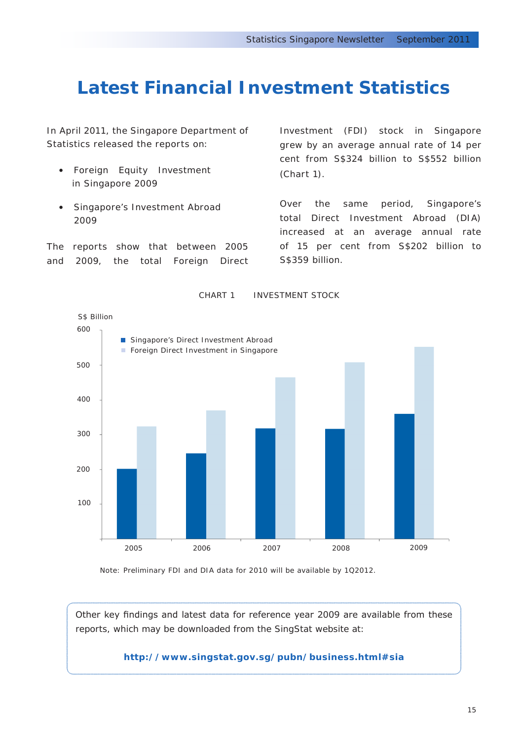# Latest Financial Investment Statistics

In April 2011, the Singapore Department of Statistics released the reports on:

- Foreign Equity Investment in Singapore 2009
- Singapore's Investment Abroad 2009

The reports show that between 2005 and 2009, the total Foreign Direct Investment (FDI) stock in Singapore grew by an average annual rate of 14 per cent from S$324 billion to S$552 billion (Chart 1).

Over the same period, Singapore's total Direct Investment Abroad (DIA) increased at an average annual rate of 15 per cent from S$202 billion to S$359 billion.

CHART 1 INVESTMENT STOCK

S$ Billion

Singapore's Direct Investment Abroad
Foreign Direct Investment in Singapore

Note: Preliminary FDI and DIA data for 2010 will be available by 1Q2012.

Other key findings and latest data for reference year 2009 are available from these reports, which may be downloaded from the SingStat website at:

**http://www.singstat.gov.sg/pubn/business.html#sia**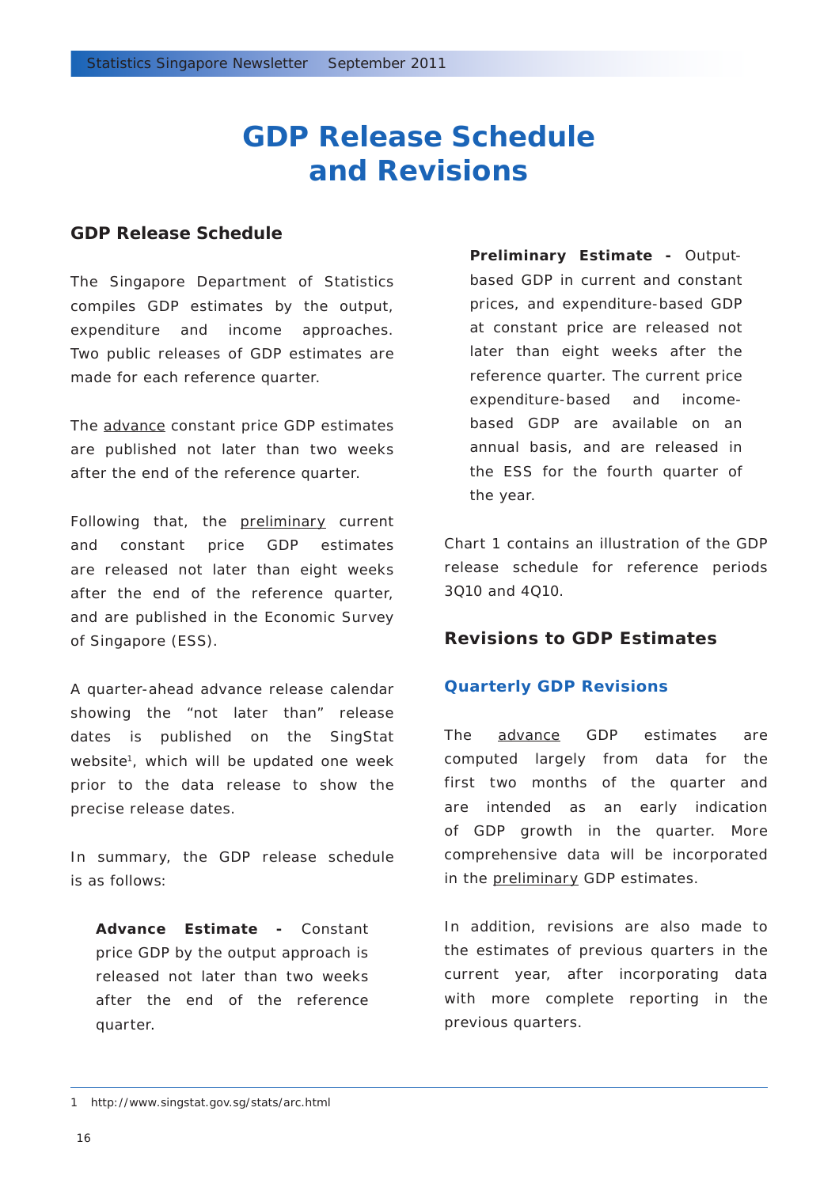# GDP Release Schedule and Revisions

## GDP Release Schedule

The Singapore Department of Statistics compiles GDP estimates by the output, expenditure and income approaches. Two public releases of GDP estimates are made for each reference quarter.

The advance constant price GDP estimates are published not later than two weeks after the end of the reference quarter.

Following that, the preliminary current and constant price GDP estimates are released not later than eight weeks after the end of the reference quarter, and are published in the Economic Survey of Singapore (ESS).

A quarter-ahead advance release calendar showing the "not later than" release dates is published on the SingStat website[1], which will be updated one week prior to the data release to show the precise release dates.

In summary, the GDP release schedule is as follows:

**Advance Estimate -** Constant price GDP by the output approach is released not later than two weeks after the end of the reference quarter.

**Preliminary Estimate -** Output-based GDP in current and constant prices, and expenditure-based GDP at constant price are released not later than eight weeks after the reference quarter. The current price expenditure-based and income-based GDP are available on an annual basis, and are released in the ESS for the fourth quarter of the year.

Chart 1 contains an illustration of the GDP release schedule for reference periods 3Q10 and 4Q10.

## Revisions to GDP Estimates

### Quarterly GDP Revisions

The advance GDP estimates are computed largely from data for the first two months of the quarter and are intended as an early indication of GDP growth in the quarter. More comprehensive data will be incorporated in the preliminary GDP estimates.

In addition, revisions are also made to the estimates of previous quarters in the current year, after incorporating data with more complete reporting in the previous quarters.

---

1 http://www.singstat.gov.sg/stats/arc.html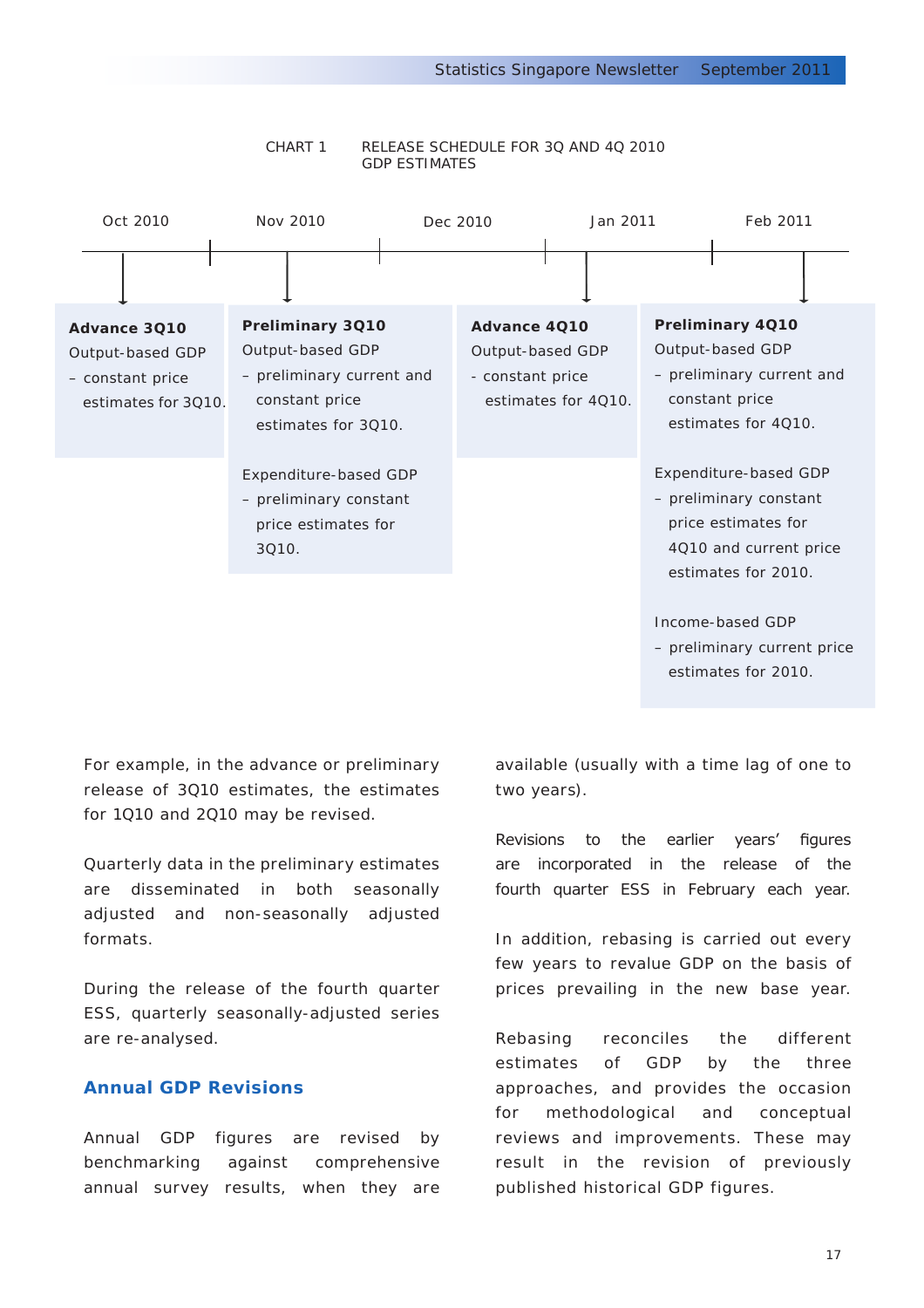CHART 1 RELEASE SCHEDULE FOR 3Q AND 4Q 2010 GDP ESTIMATES

| Oct 2010 | Nov 2010 | Dec 2010 / Jan 2011 | Feb 2011 |
|---|---|---|---|
| **Advance 3Q10**<br>Output-based GDP<br>– constant price estimates for 3Q10. | **Preliminary 3Q10**<br>Output-based GDP<br>– preliminary current and constant price estimates for 3Q10.<br><br>Expenditure-based GDP<br>– preliminary constant price estimates for 3Q10. | **Advance 4Q10**<br>Output-based GDP<br>- constant price estimates for 4Q10. | **Preliminary 4Q10**<br>Output-based GDP<br>– preliminary current and constant price estimates for 4Q10.<br><br>Expenditure-based GDP<br>– preliminary constant price estimates for 4Q10 and current price estimates for 2010.<br><br>Income-based GDP<br>– preliminary current price estimates for 2010. |

For example, in the advance or preliminary release of 3Q10 estimates, the estimates for 1Q10 and 2Q10 may be revised.

Quarterly data in the preliminary estimates are disseminated in both seasonally adjusted and non-seasonally adjusted formats.

During the release of the fourth quarter ESS, quarterly seasonally-adjusted series are re-analysed.

## Annual GDP Revisions

Annual GDP figures are revised by benchmarking against comprehensive annual survey results, when they are available (usually with a time lag of one to two years).

Revisions to the earlier years' figures are incorporated in the release of the fourth quarter ESS in February each year.

In addition, rebasing is carried out every few years to revalue GDP on the basis of prices prevailing in the new base year.

Rebasing reconciles the different estimates of GDP by the three approaches, and provides the occasion for methodological and conceptual reviews and improvements. These may result in the revision of previously published historical GDP figures.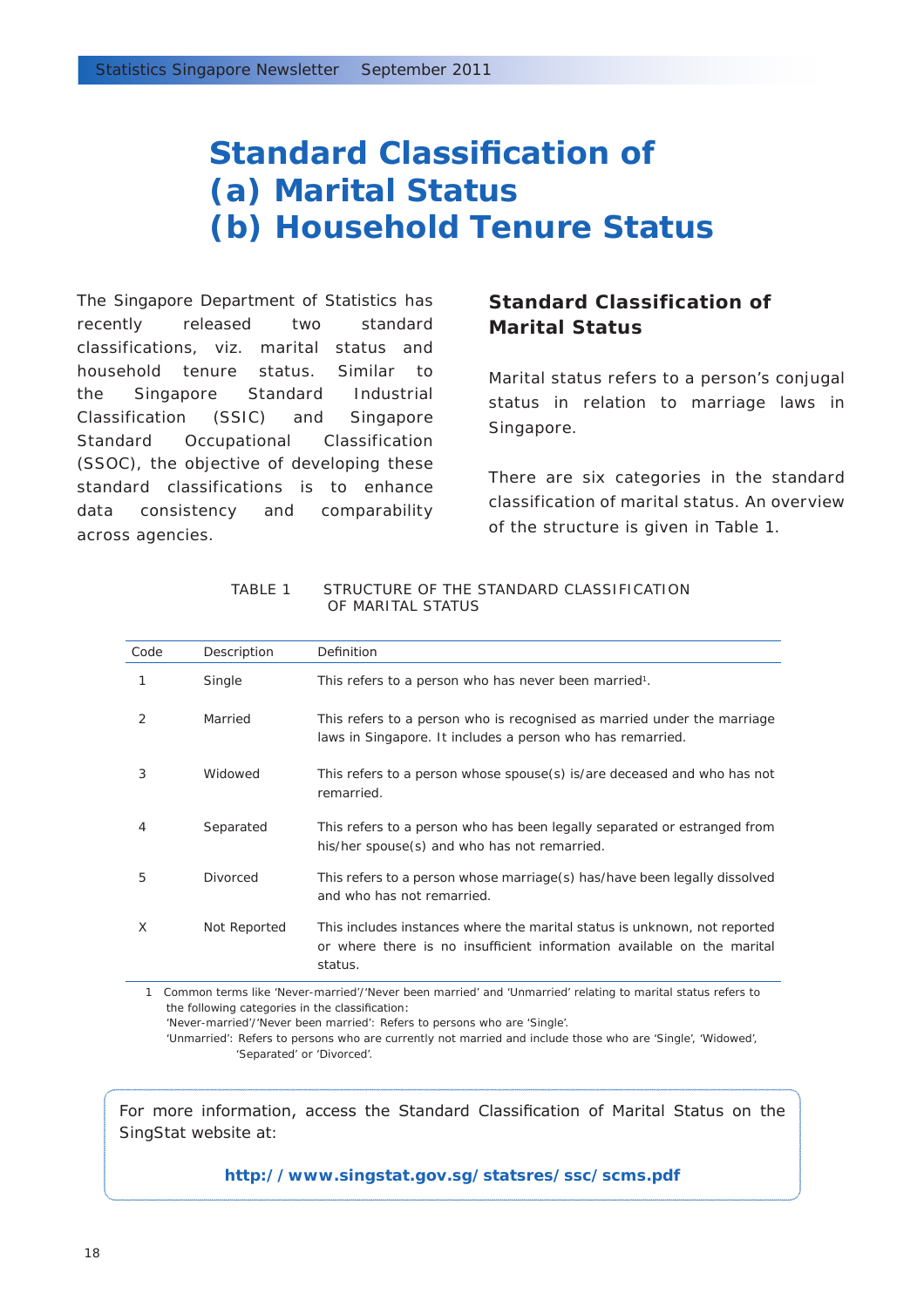# Standard Classification of (a) Marital Status (b) Household Tenure Status

The Singapore Department of Statistics has recently released two standard classifications, viz. marital status and household tenure status. Similar to the Singapore Standard Industrial Classification (SSIC) and Singapore Standard Occupational Classification (SSOC), the objective of developing these standard classifications is to enhance data consistency and comparability across agencies.

## Standard Classification of Marital Status

Marital status refers to a person's conjugal status in relation to marriage laws in Singapore.

There are six categories in the standard classification of marital status. An overview of the structure is given in Table 1.

TABLE 1 STRUCTURE OF THE STANDARD CLASSIFICATION OF MARITAL STATUS

| Code | Description | Definition |
|---|---|---|
| 1 | Single | This refers to a person who has never been married[1]. |
| 2 | Married | This refers to a person who is recognised as married under the marriage laws in Singapore. It includes a person who has remarried. |
| 3 | Widowed | This refers to a person whose spouse(s) is/are deceased and who has not remarried. |
| 4 | Separated | This refers to a person who has been legally separated or estranged from his/her spouse(s) and who has not remarried. |
| 5 | Divorced | This refers to a person whose marriage(s) has/have been legally dissolved and who has not remarried. |
| X | Not Reported | This includes instances where the marital status is unknown, not reported or where there is no insufficient information available on the marital status. |

1 Common terms like 'Never-married'/'Never been married' and 'Unmarried' relating to marital status refers to the following categories in the classification:
'Never-married'/'Never been married': Refers to persons who are 'Single'.
'Unmarried': Refers to persons who are currently not married and include those who are 'Single', 'Widowed', 'Separated' or 'Divorced'.

For more information, access the Standard Classification of Marital Status on the SingStat website at:

**http://www.singstat.gov.sg/statsres/ssc/scms.pdf**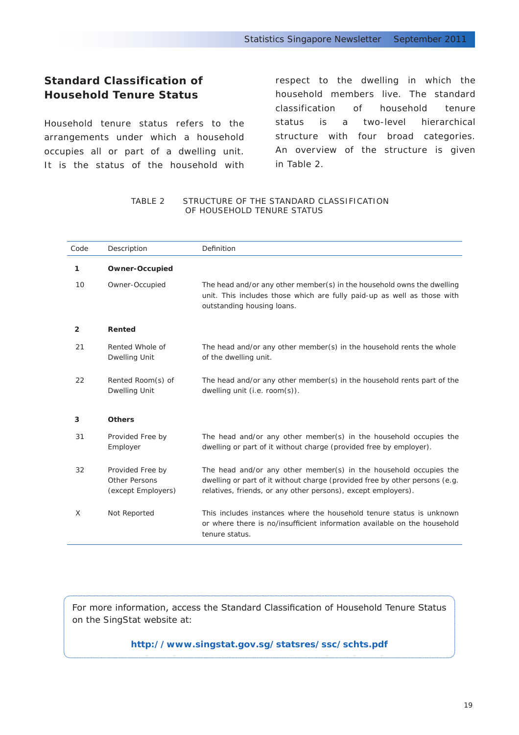## Standard Classification of Household Tenure Status

Household tenure status refers to the arrangements under which a household occupies all or part of a dwelling unit. It is the status of the household with respect to the dwelling in which the household members live. The standard classification of household tenure status is a two-level hierarchical structure with four broad categories. An overview of the structure is given in Table 2.

TABLE 2 STRUCTURE OF THE STANDARD CLASSIFICATION OF HOUSEHOLD TENURE STATUS

| Code | Description | Definition |
|---|---|---|
| **1** | **Owner-Occupied** | |
| 10 | Owner-Occupied | The head and/or any other member(s) in the household owns the dwelling unit. This includes those which are fully paid-up as well as those with outstanding housing loans. |
| **2** | **Rented** | |
| 21 | Rented Whole of Dwelling Unit | The head and/or any other member(s) in the household rents the whole of the dwelling unit. |
| 22 | Rented Room(s) of Dwelling Unit | The head and/or any other member(s) in the household rents part of the dwelling unit (i.e. room(s)). |
| **3** | **Others** | |
| 31 | Provided Free by Employer | The head and/or any other member(s) in the household occupies the dwelling or part of it without charge (provided free by employer). |
| 32 | Provided Free by Other Persons (except Employers) | The head and/or any other member(s) in the household occupies the dwelling or part of it without charge (provided free by other persons (e.g. relatives, friends, or any other persons), except employers). |
| X | Not Reported | This includes instances where the household tenure status is unknown or where there is no/insufficient information available on the household tenure status. |

For more information, access the Standard Classification of Household Tenure Status on the SingStat website at:

**http://www.singstat.gov.sg/statsres/ssc/schts.pdf**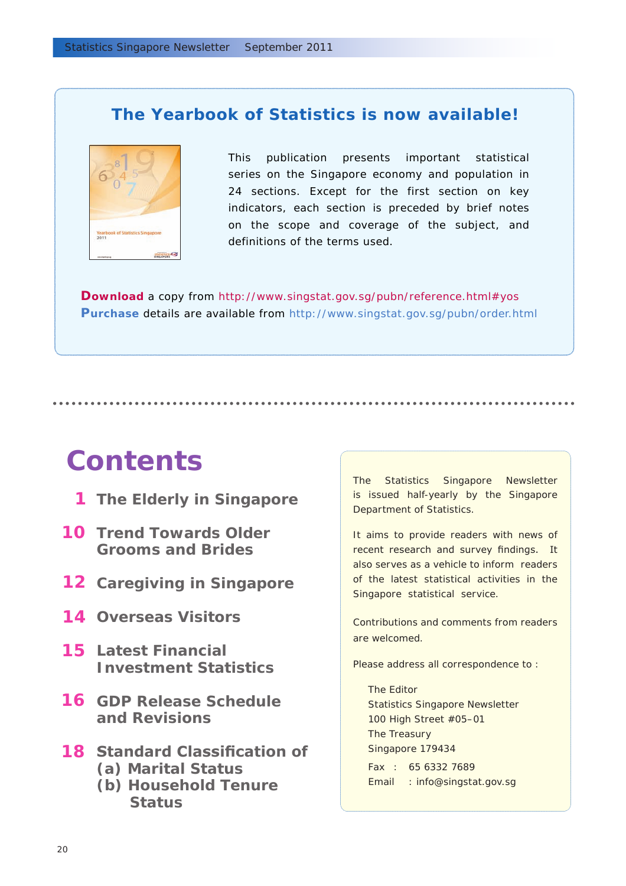## The Yearbook of Statistics is now available!

This publication presents important statistical series on the Singapore economy and population in 24 sections. Except for the first section on key indicators, each section is preceded by brief notes on the scope and coverage of the subject, and definitions of the terms used.

**Download** a copy from http://www.singstat.gov.sg/pubn/reference.html#yos
**Purchase** details are available from http://www.singstat.gov.sg/pubn/order.html

# Contents

- **1** The Elderly in Singapore
- **10** Trend Towards Older Grooms and Brides
- **12** Caregiving in Singapore
- **14** Overseas Visitors
- **15** Latest Financial Investment Statistics
- **16** GDP Release Schedule and Revisions
- **18** Standard Classification of
  - (a) Marital Status
  - (b) Household Tenure Status

The Statistics Singapore Newsletter is issued half-yearly by the Singapore Department of Statistics.

It aims to provide readers with news of recent research and survey findings. It also serves as a vehicle to inform readers of the latest statistical activities in the Singapore statistical service.

Contributions and comments from readers are welcomed.

Please address all correspondence to :

The Editor
Statistics Singapore Newsletter
100 High Street #05–01
The Treasury
Singapore 179434

Fax : 65 6332 7689
Email : info@singstat.gov.sg